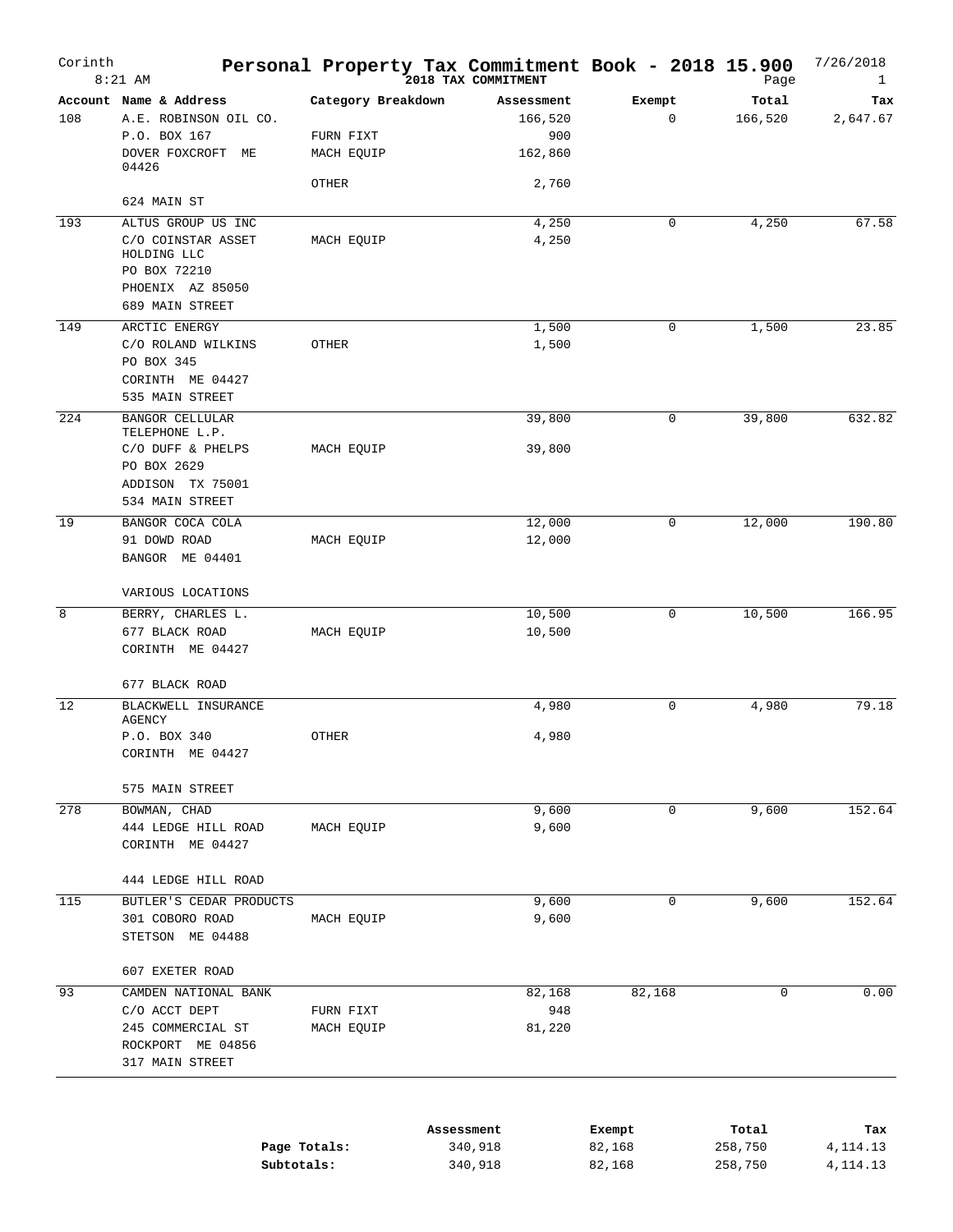# Personal Property Tax Commitment Book - 2018 15.900

Corinth — 8:21 AM — 2018 TAX COMMITMENT — 7/26/2018

| Account | Name & Address | Category Breakdown | Assessment | Exempt | Total | Tax |
|---|---|---|---|---|---|---|
| 108 | A.E. ROBINSON OIL CO. | | 166,520 | 0 | 166,520 | 2,647.67 |
| | P.O. BOX 167 | FURN FIXT | 900 | | | |
| | DOVER FOXCROFT ME 04426 | MACH EQUIP | 162,860 | | | |
| | | OTHER | 2,760 | | | |
| | 624 MAIN ST | | | | | |
| 193 | ALTUS GROUP US INC | | 4,250 | 0 | 4,250 | 67.58 |
| | C/O COINSTAR ASSET HOLDING LLC | MACH EQUIP | 4,250 | | | |
| | PO BOX 72210 | | | | | |
| | PHOENIX AZ 85050 | | | | | |
| | 689 MAIN STREET | | | | | |
| 149 | ARCTIC ENERGY | | 1,500 | 0 | 1,500 | 23.85 |
| | C/O ROLAND WILKINS | OTHER | 1,500 | | | |
| | PO BOX 345 | | | | | |
| | CORINTH ME 04427 | | | | | |
| | 535 MAIN STREET | | | | | |
| 224 | BANGOR CELLULAR TELEPHONE L.P. | | 39,800 | 0 | 39,800 | 632.82 |
| | C/O DUFF & PHELPS | MACH EQUIP | 39,800 | | | |
| | PO BOX 2629 | | | | | |
| | ADDISON TX 75001 | | | | | |
| | 534 MAIN STREET | | | | | |
| 19 | BANGOR COCA COLA | | 12,000 | 0 | 12,000 | 190.80 |
| | 91 DOWD ROAD | MACH EQUIP | 12,000 | | | |
| | BANGOR ME 04401 | | | | | |
| | VARIOUS LOCATIONS | | | | | |
| 8 | BERRY, CHARLES L. | | 10,500 | 0 | 10,500 | 166.95 |
| | 677 BLACK ROAD | MACH EQUIP | 10,500 | | | |
| | CORINTH ME 04427 | | | | | |
| | 677 BLACK ROAD | | | | | |
| 12 | BLACKWELL INSURANCE AGENCY | | 4,980 | 0 | 4,980 | 79.18 |
| | P.O. BOX 340 | OTHER | 4,980 | | | |
| | CORINTH ME 04427 | | | | | |
| | 575 MAIN STREET | | | | | |
| 278 | BOWMAN, CHAD | | 9,600 | 0 | 9,600 | 152.64 |
| | 444 LEDGE HILL ROAD | MACH EQUIP | 9,600 | | | |
| | CORINTH ME 04427 | | | | | |
| | 444 LEDGE HILL ROAD | | | | | |
| 115 | BUTLER'S CEDAR PRODUCTS | | 9,600 | 0 | 9,600 | 152.64 |
| | 301 COBORO ROAD | MACH EQUIP | 9,600 | | | |
| | STETSON ME 04488 | | | | | |
| | 607 EXETER ROAD | | | | | |
| 93 | CAMDEN NATIONAL BANK | | 82,168 | 82,168 | 0 | 0.00 |
| | C/O ACCT DEPT | FURN FIXT | 948 | | | |
| | 245 COMMERCIAL ST | MACH EQUIP | 81,220 | | | |
| | ROCKPORT ME 04856 | | | | | |
| | 317 MAIN STREET | | | | | |

| | Assessment | Exempt | Total | Tax |
|---|---|---|---|---|
| **Page Totals:** | 340,918 | 82,168 | 258,750 | 4,114.13 |
| **Subtotals:** | 340,918 | 82,168 | 258,750 | 4,114.13 |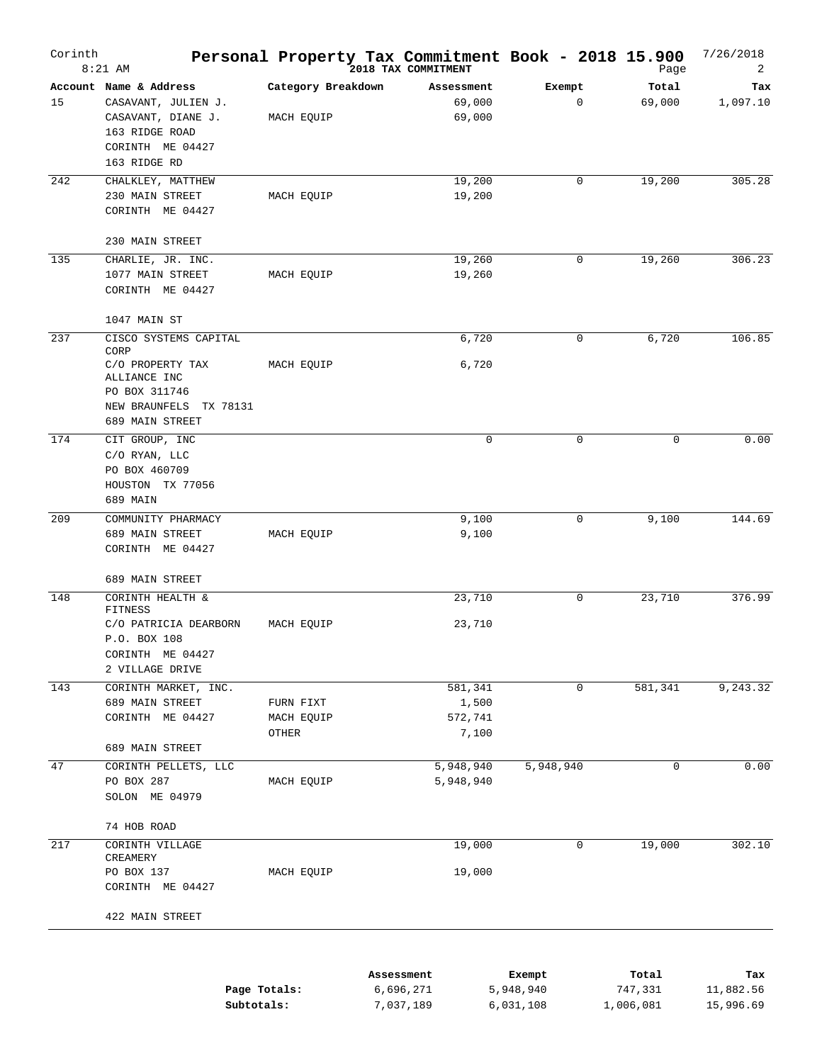# Personal Property Tax Commitment Book - 2018 15.900

Corinth — 8:21 AM — 2018 TAX COMMITMENT — 7/26/2018 — Page 2

| Account | Name & Address | Category Breakdown | Assessment | Exempt | Total | Tax |
|---|---|---|---|---|---|---|
| 15 | CASAVANT, JULIEN J. | | 69,000 | 0 | 69,000 | 1,097.10 |
| | CASAVANT, DIANE J. | MACH EQUIP | 69,000 | | | |
| | 163 RIDGE ROAD | | | | | |
| | CORINTH ME 04427 | | | | | |
| | 163 RIDGE RD | | | | | |
| 242 | CHALKLEY, MATTHEW | | 19,200 | 0 | 19,200 | 305.28 |
| | 230 MAIN STREET | MACH EQUIP | 19,200 | | | |
| | CORINTH ME 04427 | | | | | |
| | 230 MAIN STREET | | | | | |
| 135 | CHARLIE, JR. INC. | | 19,260 | 0 | 19,260 | 306.23 |
| | 1077 MAIN STREET | MACH EQUIP | 19,260 | | | |
| | CORINTH ME 04427 | | | | | |
| | 1047 MAIN ST | | | | | |
| 237 | CISCO SYSTEMS CAPITAL CORP | | 6,720 | 0 | 6,720 | 106.85 |
| | C/O PROPERTY TAX ALLIANCE INC | MACH EQUIP | 6,720 | | | |
| | PO BOX 311746 | | | | | |
| | NEW BRAUNFELS TX 78131 | | | | | |
| | 689 MAIN STREET | | | | | |
| 174 | CIT GROUP, INC | | 0 | 0 | 0 | 0.00 |
| | C/O RYAN, LLC | | | | | |
| | PO BOX 460709 | | | | | |
| | HOUSTON TX 77056 | | | | | |
| | 689 MAIN | | | | | |
| 209 | COMMUNITY PHARMACY | | 9,100 | 0 | 9,100 | 144.69 |
| | 689 MAIN STREET | MACH EQUIP | 9,100 | | | |
| | CORINTH ME 04427 | | | | | |
| | 689 MAIN STREET | | | | | |
| 148 | CORINTH HEALTH & FITNESS | | 23,710 | 0 | 23,710 | 376.99 |
| | C/O PATRICIA DEARBORN | MACH EQUIP | 23,710 | | | |
| | P.O. BOX 108 | | | | | |
| | CORINTH ME 04427 | | | | | |
| | 2 VILLAGE DRIVE | | | | | |
| 143 | CORINTH MARKET, INC. | | 581,341 | 0 | 581,341 | 9,243.32 |
| | 689 MAIN STREET | FURN FIXT | 1,500 | | | |
| | CORINTH ME 04427 | MACH EQUIP | 572,741 | | | |
| | | OTHER | 7,100 | | | |
| | 689 MAIN STREET | | | | | |
| 47 | CORINTH PELLETS, LLC | | 5,948,940 | 5,948,940 | 0 | 0.00 |
| | PO BOX 287 | MACH EQUIP | 5,948,940 | | | |
| | SOLON ME 04979 | | | | | |
| | 74 HOB ROAD | | | | | |
| 217 | CORINTH VILLAGE CREAMERY | | 19,000 | 0 | 19,000 | 302.10 |
| | PO BOX 137 | MACH EQUIP | 19,000 | | | |
| | CORINTH ME 04427 | | | | | |
| | 422 MAIN STREET | | | | | |

| | Assessment | Exempt | Total | Tax |
|---|---|---|---|---|
| Page Totals: | 6,696,271 | 5,948,940 | 747,331 | 11,882.56 |
| Subtotals: | 7,037,189 | 6,031,108 | 1,006,081 | 15,996.69 |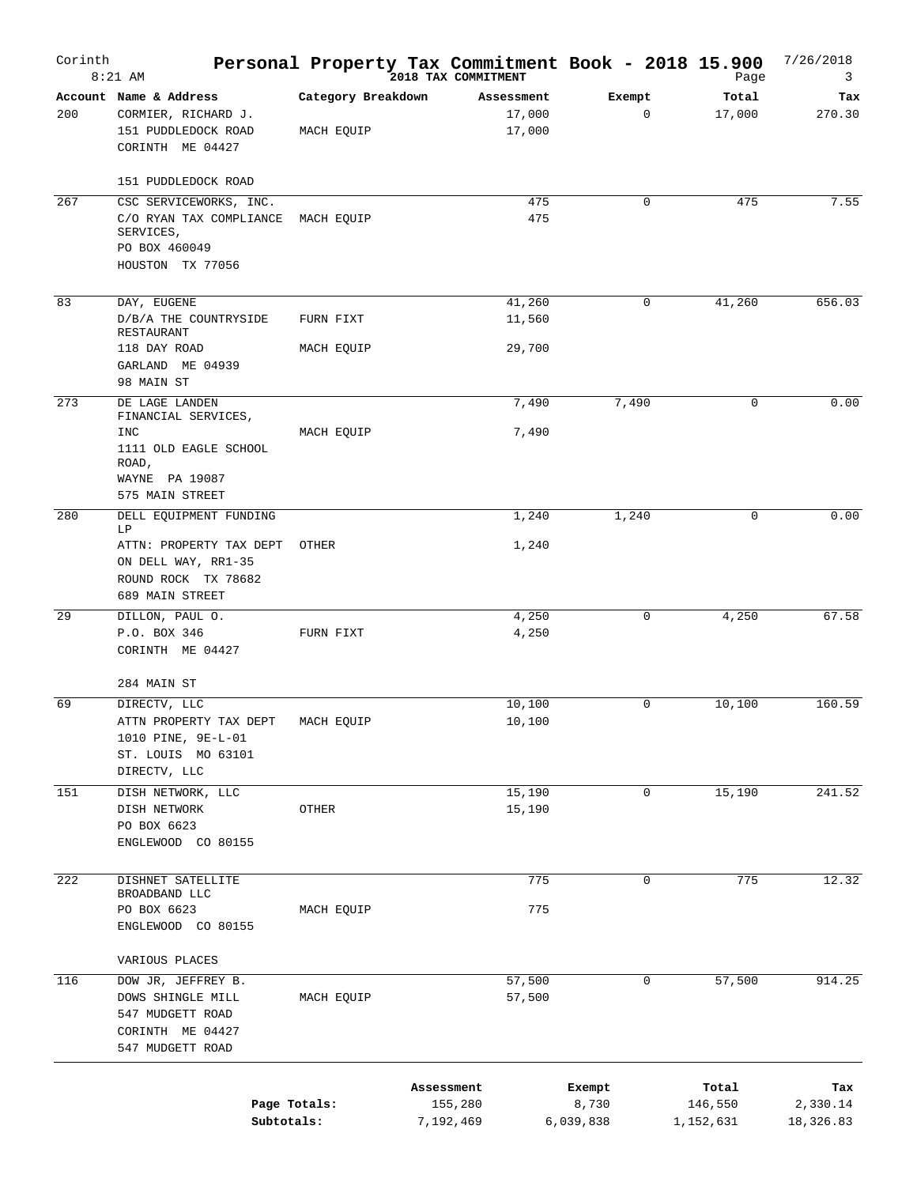# Personal Property Tax Commitment Book - 2018 15.900

Corinth — 2018 TAX COMMITMENT — 8:21 AM — 7/26/2018

| Account | Name & Address | Category Breakdown | Assessment | Exempt | Total | Tax |
|---|---|---|---|---|---|---|
| 200 | CORMIER, RICHARD J. | | 17,000 | 0 | 17,000 | 270.30 |
| | 151 PUDDLEDOCK ROAD | MACH EQUIP | 17,000 | | | |
| | CORINTH ME 04427 | | | | | |
| | 151 PUDDLEDOCK ROAD | | | | | |
| 267 | CSC SERVICEWORKS, INC. | | 475 | 0 | 475 | 7.55 |
| | C/O RYAN TAX COMPLIANCE SERVICES, | MACH EQUIP | 475 | | | |
| | PO BOX 460049 | | | | | |
| | HOUSTON TX 77056 | | | | | |
| 83 | DAY, EUGENE | | 41,260 | 0 | 41,260 | 656.03 |
| | D/B/A THE COUNTRYSIDE RESTAURANT | FURN FIXT | 11,560 | | | |
| | 118 DAY ROAD | MACH EQUIP | 29,700 | | | |
| | GARLAND ME 04939 | | | | | |
| | 98 MAIN ST | | | | | |
| 273 | DE LAGE LANDEN FINANCIAL SERVICES, | | 7,490 | 7,490 | 0 | 0.00 |
| | INC | MACH EQUIP | 7,490 | | | |
| | 1111 OLD EAGLE SCHOOL ROAD, | | | | | |
| | WAYNE PA 19087 | | | | | |
| | 575 MAIN STREET | | | | | |
| 280 | DELL EQUIPMENT FUNDING LP | | 1,240 | 1,240 | 0 | 0.00 |
| | ATTN: PROPERTY TAX DEPT | OTHER | 1,240 | | | |
| | ON DELL WAY, RR1-35 | | | | | |
| | ROUND ROCK TX 78682 | | | | | |
| | 689 MAIN STREET | | | | | |
| 29 | DILLON, PAUL O. | | 4,250 | 0 | 4,250 | 67.58 |
| | P.O. BOX 346 | FURN FIXT | 4,250 | | | |
| | CORINTH ME 04427 | | | | | |
| | 284 MAIN ST | | | | | |
| 69 | DIRECTV, LLC | | 10,100 | 0 | 10,100 | 160.59 |
| | ATTN PROPERTY TAX DEPT | MACH EQUIP | 10,100 | | | |
| | 1010 PINE, 9E-L-01 | | | | | |
| | ST. LOUIS MO 63101 | | | | | |
| | DIRECTV, LLC | | | | | |
| 151 | DISH NETWORK, LLC | | 15,190 | 0 | 15,190 | 241.52 |
| | DISH NETWORK | OTHER | 15,190 | | | |
| | PO BOX 6623 | | | | | |
| | ENGLEWOOD CO 80155 | | | | | |
| 222 | DISHNET SATELLITE BROADBAND LLC | | 775 | 0 | 775 | 12.32 |
| | PO BOX 6623 | MACH EQUIP | 775 | | | |
| | ENGLEWOOD CO 80155 | | | | | |
| | VARIOUS PLACES | | | | | |
| 116 | DOW JR, JEFFREY B. | | 57,500 | 0 | 57,500 | 914.25 |
| | DOWS SHINGLE MILL | MACH EQUIP | 57,500 | | | |
| | 547 MUDGETT ROAD | | | | | |
| | CORINTH ME 04427 | | | | | |
| | 547 MUDGETT ROAD | | | | | |

| | Assessment | Exempt | Total | Tax |
|---|---|---|---|---|
| Page Totals: | 155,280 | 8,730 | 146,550 | 2,330.14 |
| Subtotals: | 7,192,469 | 6,039,838 | 1,152,631 | 18,326.83 |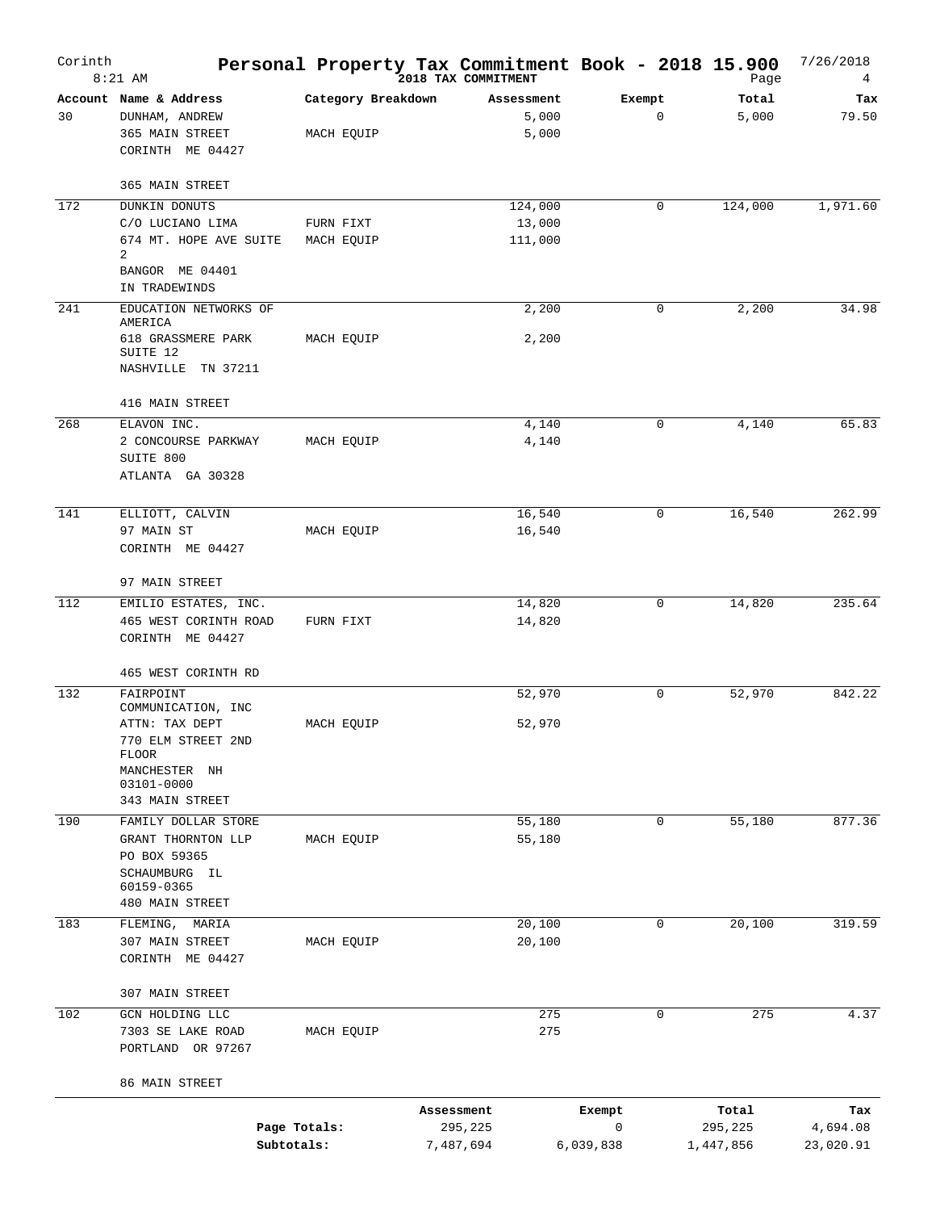# Personal Property Tax Commitment Book - 2018 15.900

Corinth
8:21 AM

2018 TAX COMMITMENT

7/26/2018

| Account | Name & Address | Category Breakdown | Assessment | Exempt | Total | Tax |
|---|---|---|---|---|---|---|
| 30 | DUNHAM, ANDREW<br>365 MAIN STREET<br>CORINTH ME 04427<br><br>365 MAIN STREET | <br>MACH EQUIP | 5,000<br>5,000 | 0 | 5,000 | 79.50 |
| 172 | DUNKIN DONUTS<br>C/O LUCIANO LIMA<br>674 MT. HOPE AVE SUITE 2<br>BANGOR ME 04401<br>IN TRADEWINDS | <br>FURN FIXT<br>MACH EQUIP | 124,000<br>13,000<br>111,000 | 0 | 124,000 | 1,971.60 |
| 241 | EDUCATION NETWORKS OF AMERICA<br>618 GRASSMERE PARK SUITE 12<br>NASHVILLE TN 37211<br><br>416 MAIN STREET | <br>MACH EQUIP | 2,200<br>2,200 | 0 | 2,200 | 34.98 |
| 268 | ELAVON INC.<br>2 CONCOURSE PARKWAY<br>SUITE 800<br>ATLANTA GA 30328 | <br>MACH EQUIP | 4,140<br>4,140 | 0 | 4,140 | 65.83 |
| 141 | ELLIOTT, CALVIN<br>97 MAIN ST<br>CORINTH ME 04427<br><br>97 MAIN STREET | <br>MACH EQUIP | 16,540<br>16,540 | 0 | 16,540 | 262.99 |
| 112 | EMILIO ESTATES, INC.<br>465 WEST CORINTH ROAD<br>CORINTH ME 04427<br><br>465 WEST CORINTH RD | <br>FURN FIXT | 14,820<br>14,820 | 0 | 14,820 | 235.64 |
| 132 | FAIRPOINT COMMUNICATION, INC<br>ATTN: TAX DEPT<br>770 ELM STREET 2ND FLOOR<br>MANCHESTER NH 03101-0000<br>343 MAIN STREET | <br>MACH EQUIP | 52,970<br>52,970 | 0 | 52,970 | 842.22 |
| 190 | FAMILY DOLLAR STORE<br>GRANT THORNTON LLP<br>PO BOX 59365<br>SCHAUMBURG IL 60159-0365<br>480 MAIN STREET | <br>MACH EQUIP | 55,180<br>55,180 | 0 | 55,180 | 877.36 |
| 183 | FLEMING, MARIA<br>307 MAIN STREET<br>CORINTH ME 04427<br><br>307 MAIN STREET | <br>MACH EQUIP | 20,100<br>20,100 | 0 | 20,100 | 319.59 |
| 102 | GCN HOLDING LLC<br>7303 SE LAKE ROAD<br>PORTLAND OR 97267<br><br>86 MAIN STREET | <br>MACH EQUIP | 275<br>275 | 0 | 275 | 4.37 |

| | Assessment | Exempt | Total | Tax |
|---|---|---|---|---|
| Page Totals: | 295,225 | 0 | 295,225 | 4,694.08 |
| Subtotals: | 7,487,694 | 6,039,838 | 1,447,856 | 23,020.91 |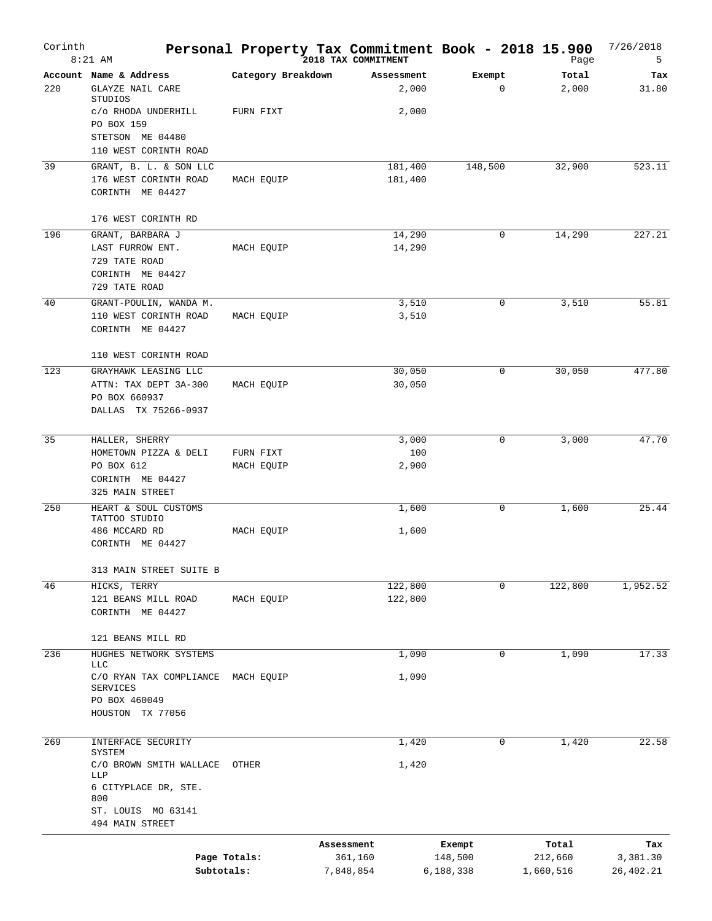# Corinth — Personal Property Tax Commitment Book - 2018 15.900

8:21 AM — 2018 TAX COMMITMENT — 7/26/2018 — Page 5

| Account | Name & Address | Category Breakdown | Assessment | Exempt | Total | Tax |
|---|---|---|---|---|---|---|
| 220 | GLAYZE NAIL CARE STUDIOS | | 2,000 | 0 | 2,000 | 31.80 |
| | c/o RHODA UNDERHILL | FURN FIXT | 2,000 | | | |
| | PO BOX 159 | | | | | |
| | STETSON ME 04480 | | | | | |
| | 110 WEST CORINTH ROAD | | | | | |
| 39 | GRANT, B. L. & SON LLC | | 181,400 | 148,500 | 32,900 | 523.11 |
| | 176 WEST CORINTH ROAD | MACH EQUIP | 181,400 | | | |
| | CORINTH ME 04427 | | | | | |
| | 176 WEST CORINTH RD | | | | | |
| 196 | GRANT, BARBARA J | | 14,290 | 0 | 14,290 | 227.21 |
| | LAST FURROW ENT. | MACH EQUIP | 14,290 | | | |
| | 729 TATE ROAD | | | | | |
| | CORINTH ME 04427 | | | | | |
| | 729 TATE ROAD | | | | | |
| 40 | GRANT-POULIN, WANDA M. | | 3,510 | 0 | 3,510 | 55.81 |
| | 110 WEST CORINTH ROAD | MACH EQUIP | 3,510 | | | |
| | CORINTH ME 04427 | | | | | |
| | 110 WEST CORINTH ROAD | | | | | |
| 123 | GRAYHAWK LEASING LLC | | 30,050 | 0 | 30,050 | 477.80 |
| | ATTN: TAX DEPT 3A-300 | MACH EQUIP | 30,050 | | | |
| | PO BOX 660937 | | | | | |
| | DALLAS TX 75266-0937 | | | | | |
| 35 | HALLER, SHERRY | | 3,000 | 0 | 3,000 | 47.70 |
| | HOMETOWN PIZZA & DELI | FURN FIXT | 100 | | | |
| | PO BOX 612 | MACH EQUIP | 2,900 | | | |
| | CORINTH ME 04427 | | | | | |
| | 325 MAIN STREET | | | | | |
| 250 | HEART & SOUL CUSTOMS TATTOO STUDIO | | 1,600 | 0 | 1,600 | 25.44 |
| | 486 MCCARD RD | MACH EQUIP | 1,600 | | | |
| | CORINTH ME 04427 | | | | | |
| | 313 MAIN STREET SUITE B | | | | | |
| 46 | HICKS, TERRY | | 122,800 | 0 | 122,800 | 1,952.52 |
| | 121 BEANS MILL ROAD | MACH EQUIP | 122,800 | | | |
| | CORINTH ME 04427 | | | | | |
| | 121 BEANS MILL RD | | | | | |
| 236 | HUGHES NETWORK SYSTEMS LLC | | 1,090 | 0 | 1,090 | 17.33 |
| | C/O RYAN TAX COMPLIANCE SERVICES | MACH EQUIP | 1,090 | | | |
| | PO BOX 460049 | | | | | |
| | HOUSTON TX 77056 | | | | | |
| 269 | INTERFACE SECURITY SYSTEM | | 1,420 | 0 | 1,420 | 22.58 |
| | C/O BROWN SMITH WALLACE LLP | OTHER | 1,420 | | | |
| | 6 CITYPLACE DR, STE. 800 | | | | | |
| | ST. LOUIS MO 63141 | | | | | |
| | 494 MAIN STREET | | | | | |

| | Assessment | Exempt | Total | Tax |
|---|---|---|---|---|
| Page Totals: | 361,160 | 148,500 | 212,660 | 3,381.30 |
| Subtotals: | 7,848,854 | 6,188,338 | 1,660,516 | 26,402.21 |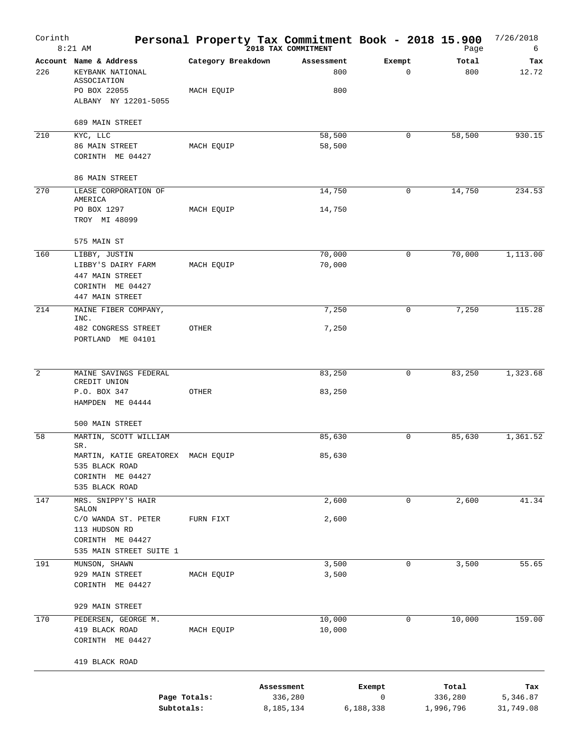# Personal Property Tax Commitment Book - 2018 15.900

Corinth, 8:21 AM — 2018 TAX COMMITMENT — 7/26/2018

| Account | Name & Address | Category Breakdown | Assessment | Exempt | Total | Tax |
|---|---|---|---|---|---|---|
| 226 | KEYBANK NATIONAL ASSOCIATION | | 800 | 0 | 800 | 12.72 |
| | PO BOX 22055 | MACH EQUIP | 800 | | | |
| | ALBANY NY 12201-5055 | | | | | |
| | 689 MAIN STREET | | | | | |
| 210 | KYC, LLC | | 58,500 | 0 | 58,500 | 930.15 |
| | 86 MAIN STREET | MACH EQUIP | 58,500 | | | |
| | CORINTH ME 04427 | | | | | |
| | 86 MAIN STREET | | | | | |
| 270 | LEASE CORPORATION OF AMERICA | | 14,750 | 0 | 14,750 | 234.53 |
| | PO BOX 1297 | MACH EQUIP | 14,750 | | | |
| | TROY MI 48099 | | | | | |
| | 575 MAIN ST | | | | | |
| 160 | LIBBY, JUSTIN | | 70,000 | 0 | 70,000 | 1,113.00 |
| | LIBBY'S DAIRY FARM | MACH EQUIP | 70,000 | | | |
| | 447 MAIN STREET | | | | | |
| | CORINTH ME 04427 | | | | | |
| | 447 MAIN STREET | | | | | |
| 214 | MAINE FIBER COMPANY, INC. | | 7,250 | 0 | 7,250 | 115.28 |
| | 482 CONGRESS STREET | OTHER | 7,250 | | | |
| | PORTLAND ME 04101 | | | | | |
| 2 | MAINE SAVINGS FEDERAL CREDIT UNION | | 83,250 | 0 | 83,250 | 1,323.68 |
| | P.O. BOX 347 | OTHER | 83,250 | | | |
| | HAMPDEN ME 04444 | | | | | |
| | 500 MAIN STREET | | | | | |
| 58 | MARTIN, SCOTT WILLIAM SR. | | 85,630 | 0 | 85,630 | 1,361.52 |
| | MARTIN, KATIE GREATOREX | MACH EQUIP | 85,630 | | | |
| | 535 BLACK ROAD | | | | | |
| | CORINTH ME 04427 | | | | | |
| | 535 BLACK ROAD | | | | | |
| 147 | MRS. SNIPPY'S HAIR SALON | | 2,600 | 0 | 2,600 | 41.34 |
| | C/O WANDA ST. PETER | FURN FIXT | 2,600 | | | |
| | 113 HUDSON RD | | | | | |
| | CORINTH ME 04427 | | | | | |
| | 535 MAIN STREET SUITE 1 | | | | | |
| 191 | MUNSON, SHAWN | | 3,500 | 0 | 3,500 | 55.65 |
| | 929 MAIN STREET | MACH EQUIP | 3,500 | | | |
| | CORINTH ME 04427 | | | | | |
| | 929 MAIN STREET | | | | | |
| 170 | PEDERSEN, GEORGE M. | | 10,000 | 0 | 10,000 | 159.00 |
| | 419 BLACK ROAD | MACH EQUIP | 10,000 | | | |
| | CORINTH ME 04427 | | | | | |
| | 419 BLACK ROAD | | | | | |

| | Assessment | Exempt | Total | Tax |
|---|---|---|---|---|
| Page Totals: | 336,280 | 0 | 336,280 | 5,346.87 |
| Subtotals: | 8,185,134 | 6,188,338 | 1,996,796 | 31,749.08 |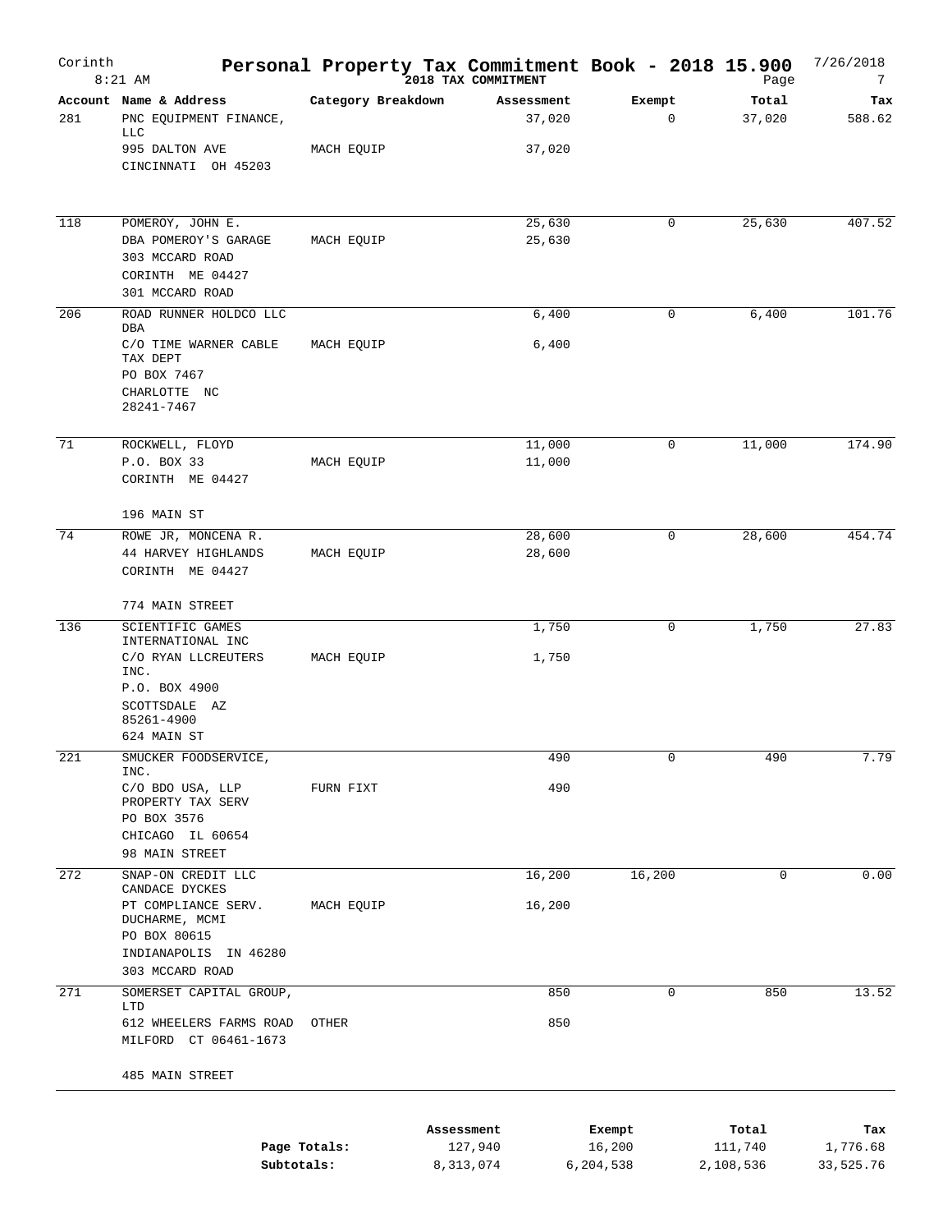# Personal Property Tax Commitment Book - 2018 15.900

Corinth 8:21 AM — 2018 TAX COMMITMENT — 7/26/2018

| Account | Name & Address | Category Breakdown | Assessment | Exempt | Total | Tax |
|---|---|---|---|---|---|---|
| 281 | PNC EQUIPMENT FINANCE, LLC | | 37,020 | 0 | 37,020 | 588.62 |
| | 995 DALTON AVE | MACH EQUIP | 37,020 | | | |
| | CINCINNATI OH 45203 | | | | | |
| 118 | POMEROY, JOHN E. | | 25,630 | 0 | 25,630 | 407.52 |
| | DBA POMEROY'S GARAGE | MACH EQUIP | 25,630 | | | |
| | 303 MCCARD ROAD | | | | | |
| | CORINTH ME 04427 | | | | | |
| | 301 MCCARD ROAD | | | | | |
| 206 | ROAD RUNNER HOLDCO LLC DBA | | 6,400 | 0 | 6,400 | 101.76 |
| | C/O TIME WARNER CABLE TAX DEPT | MACH EQUIP | 6,400 | | | |
| | PO BOX 7467 | | | | | |
| | CHARLOTTE NC 28241-7467 | | | | | |
| 71 | ROCKWELL, FLOYD | | 11,000 | 0 | 11,000 | 174.90 |
| | P.O. BOX 33 | MACH EQUIP | 11,000 | | | |
| | CORINTH ME 04427 | | | | | |
| | 196 MAIN ST | | | | | |
| 74 | ROWE JR, MONCENA R. | | 28,600 | 0 | 28,600 | 454.74 |
| | 44 HARVEY HIGHLANDS | MACH EQUIP | 28,600 | | | |
| | CORINTH ME 04427 | | | | | |
| | 774 MAIN STREET | | | | | |
| 136 | SCIENTIFIC GAMES INTERNATIONAL INC | | 1,750 | 0 | 1,750 | 27.83 |
| | C/O RYAN LLCREUTERS INC. | MACH EQUIP | 1,750 | | | |
| | P.O. BOX 4900 | | | | | |
| | SCOTTSDALE AZ 85261-4900 | | | | | |
| | 624 MAIN ST | | | | | |
| 221 | SMUCKER FOODSERVICE, INC. | | 490 | 0 | 490 | 7.79 |
| | C/O BDO USA, LLP PROPERTY TAX SERV | FURN FIXT | 490 | | | |
| | PO BOX 3576 | | | | | |
| | CHICAGO IL 60654 | | | | | |
| | 98 MAIN STREET | | | | | |
| 272 | SNAP-ON CREDIT LLC CANDACE DYCKES | | 16,200 | 16,200 | 0 | 0.00 |
| | PT COMPLIANCE SERV. DUCHARME, MCMI | MACH EQUIP | 16,200 | | | |
| | PO BOX 80615 | | | | | |
| | INDIANAPOLIS IN 46280 | | | | | |
| | 303 MCCARD ROAD | | | | | |
| 271 | SOMERSET CAPITAL GROUP, LTD | | 850 | 0 | 850 | 13.52 |
| | 612 WHEELERS FARMS ROAD | OTHER | 850 | | | |
| | MILFORD CT 06461-1673 | | | | | |
| | 485 MAIN STREET | | | | | |

| | Assessment | Exempt | Total | Tax |
|---|---|---|---|---|
| Page Totals: | 127,940 | 16,200 | 111,740 | 1,776.68 |
| Subtotals: | 8,313,074 | 6,204,538 | 2,108,536 | 33,525.76 |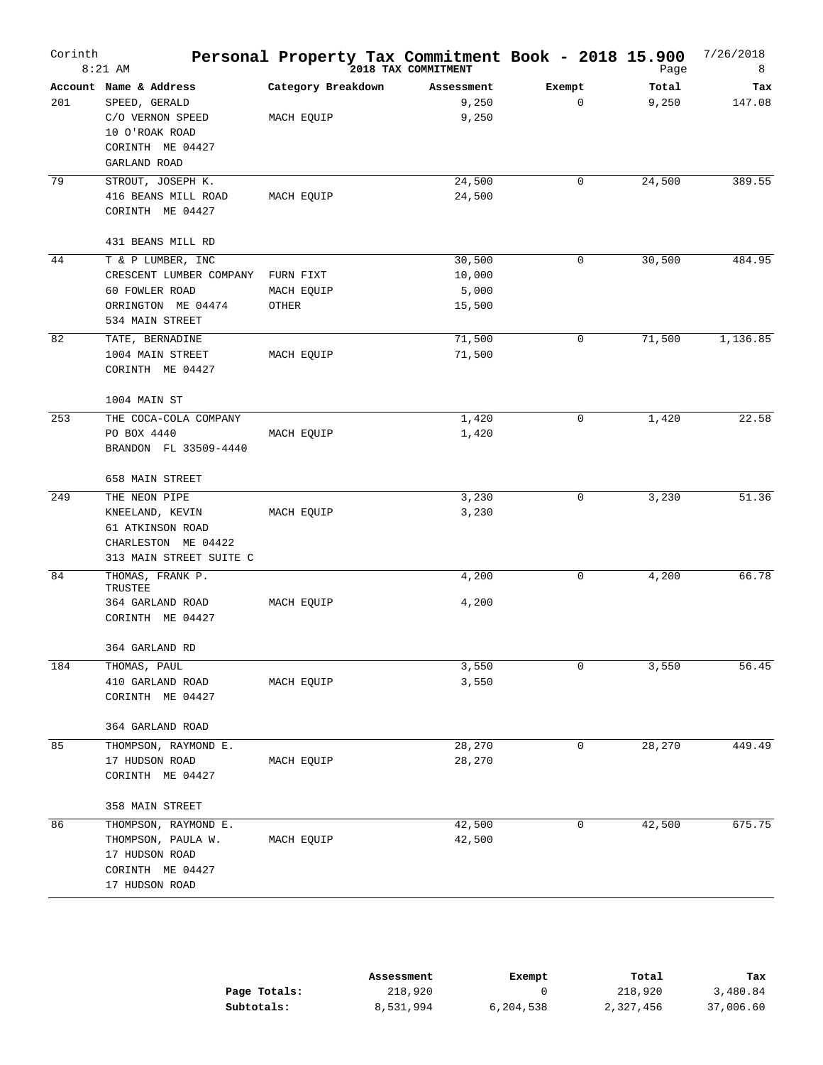# Corinth Personal Property Tax Commitment Book - 2018 15.900

2018 TAX COMMITMENT

7/26/2018 8:21 AM

| Account | Name & Address | Category Breakdown | Assessment | Exempt | Total | Tax |
|---|---|---|---|---|---|---|
| 201 | SPEED, GERALD | | 9,250 | 0 | 9,250 | 147.08 |
| | C/O VERNON SPEED | MACH EQUIP | 9,250 | | | |
| | 10 O'ROAK ROAD | | | | | |
| | CORINTH ME 04427 | | | | | |
| | GARLAND ROAD | | | | | |
| 79 | STROUT, JOSEPH K. | | 24,500 | 0 | 24,500 | 389.55 |
| | 416 BEANS MILL ROAD | MACH EQUIP | 24,500 | | | |
| | CORINTH ME 04427 | | | | | |
| | 431 BEANS MILL RD | | | | | |
| 44 | T & P LUMBER, INC | | 30,500 | 0 | 30,500 | 484.95 |
| | CRESCENT LUMBER COMPANY | FURN FIXT | 10,000 | | | |
| | 60 FOWLER ROAD | MACH EQUIP | 5,000 | | | |
| | ORRINGTON ME 04474 | OTHER | 15,500 | | | |
| | 534 MAIN STREET | | | | | |
| 82 | TATE, BERNADINE | | 71,500 | 0 | 71,500 | 1,136.85 |
| | 1004 MAIN STREET | MACH EQUIP | 71,500 | | | |
| | CORINTH ME 04427 | | | | | |
| | 1004 MAIN ST | | | | | |
| 253 | THE COCA-COLA COMPANY | | 1,420 | 0 | 1,420 | 22.58 |
| | PO BOX 4440 | MACH EQUIP | 1,420 | | | |
| | BRANDON FL 33509-4440 | | | | | |
| | 658 MAIN STREET | | | | | |
| 249 | THE NEON PIPE | | 3,230 | 0 | 3,230 | 51.36 |
| | KNEELAND, KEVIN | MACH EQUIP | 3,230 | | | |
| | 61 ATKINSON ROAD | | | | | |
| | CHARLESTON ME 04422 | | | | | |
| | 313 MAIN STREET SUITE C | | | | | |
| 84 | THOMAS, FRANK P. TRUSTEE | | 4,200 | 0 | 4,200 | 66.78 |
| | 364 GARLAND ROAD | MACH EQUIP | 4,200 | | | |
| | CORINTH ME 04427 | | | | | |
| | 364 GARLAND RD | | | | | |
| 184 | THOMAS, PAUL | | 3,550 | 0 | 3,550 | 56.45 |
| | 410 GARLAND ROAD | MACH EQUIP | 3,550 | | | |
| | CORINTH ME 04427 | | | | | |
| | 364 GARLAND ROAD | | | | | |
| 85 | THOMPSON, RAYMOND E. | | 28,270 | 0 | 28,270 | 449.49 |
| | 17 HUDSON ROAD | MACH EQUIP | 28,270 | | | |
| | CORINTH ME 04427 | | | | | |
| | 358 MAIN STREET | | | | | |
| 86 | THOMPSON, RAYMOND E. | | 42,500 | 0 | 42,500 | 675.75 |
| | THOMPSON, PAULA W. | MACH EQUIP | 42,500 | | | |
| | 17 HUDSON ROAD | | | | | |
| | CORINTH ME 04427 | | | | | |
| | 17 HUDSON ROAD | | | | | |

| | Assessment | Exempt | Total | Tax |
|---|---|---|---|---|
| **Page Totals:** | 218,920 | 0 | 218,920 | 3,480.84 |
| **Subtotals:** | 8,531,994 | 6,204,538 | 2,327,456 | 37,006.60 |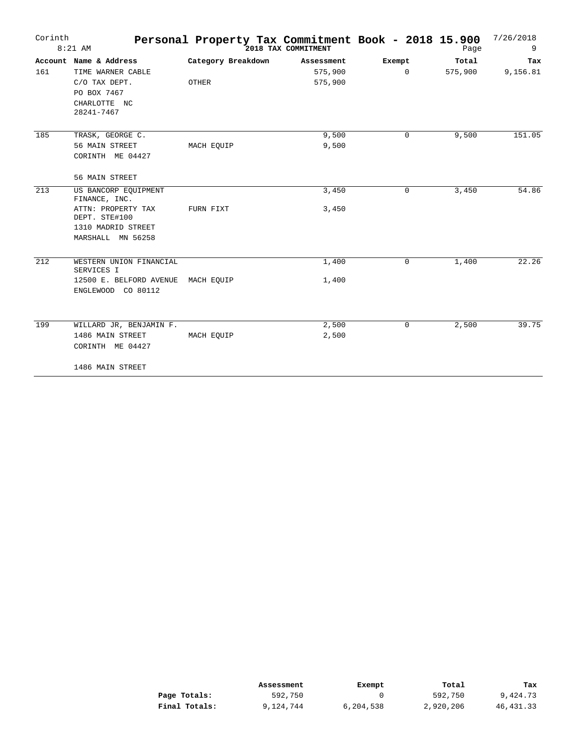Corinth 8:21 AM

# Personal Property Tax Commitment Book - 2018 15.900

2018 TAX COMMITMENT

7/26/2018

| Account | Name & Address | Category Breakdown | Assessment | Exempt | Total | Tax |
|---|---|---|---|---|---|---|
| 161 | TIME WARNER CABLE | | 575,900 | 0 | 575,900 | 9,156.81 |
| | C/O TAX DEPT. | OTHER | 575,900 | | | |
| | PO BOX 7467 | | | | | |
| | CHARLOTTE NC | | | | | |
| | 28241-7467 | | | | | |
| 185 | TRASK, GEORGE C. | | 9,500 | 0 | 9,500 | 151.05 |
| | 56 MAIN STREET | MACH EQUIP | 9,500 | | | |
| | CORINTH ME 04427 | | | | | |
| | 56 MAIN STREET | | | | | |
| 213 | US BANCORP EQUIPMENT FINANCE, INC. | | 3,450 | 0 | 3,450 | 54.86 |
| | ATTN: PROPERTY TAX DEPT. STE#100 | FURN FIXT | 3,450 | | | |
| | 1310 MADRID STREET | | | | | |
| | MARSHALL MN 56258 | | | | | |
| 212 | WESTERN UNION FINANCIAL SERVICES I | | 1,400 | 0 | 1,400 | 22.26 |
| | 12500 E. BELFORD AVENUE | MACH EQUIP | 1,400 | | | |
| | ENGLEWOOD CO 80112 | | | | | |
| 199 | WILLARD JR, BENJAMIN F. | | 2,500 | 0 | 2,500 | 39.75 |
| | 1486 MAIN STREET | MACH EQUIP | 2,500 | | | |
| | CORINTH ME 04427 | | | | | |
| | 1486 MAIN STREET | | | | | |

| | Assessment | Exempt | Total | Tax |
|---|---|---|---|---|
| **Page Totals:** | 592,750 | 0 | 592,750 | 9,424.73 |
| **Final Totals:** | 9,124,744 | 6,204,538 | 2,920,206 | 46,431.33 |